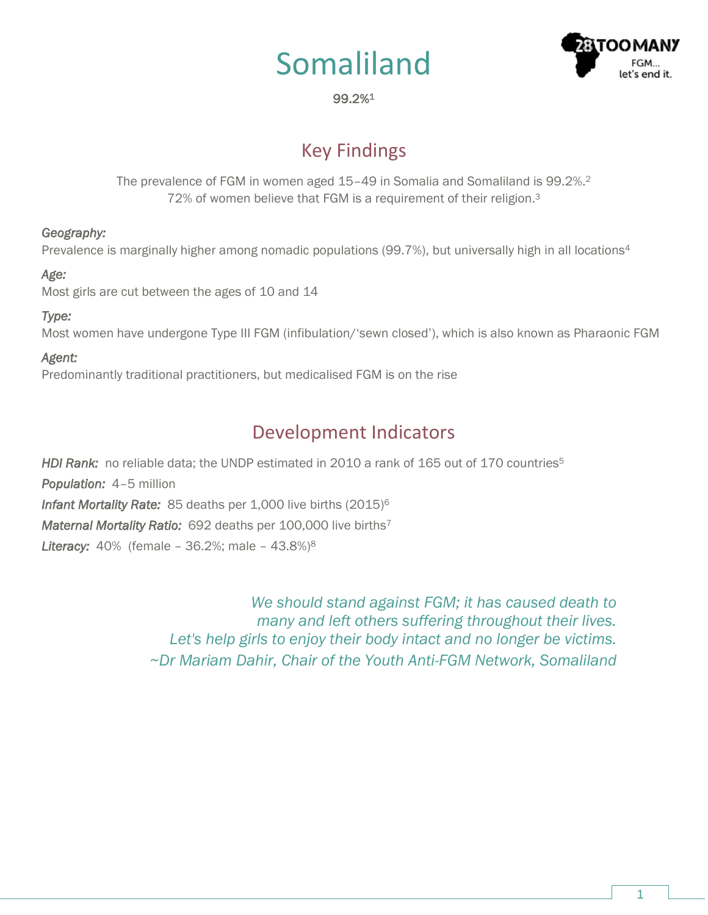# Somaliland

99.2%[1]

## Key Findings

The prevalence of FGM in women aged 15–49 in Somalia and Somaliland is 99.2%.[2]
72% of women believe that FGM is a requirement of their religion.[3]

*Geography:*
Prevalence is marginally higher among nomadic populations (99.7%), but universally high in all locations[4]

*Age:*
Most girls are cut between the ages of 10 and 14

*Type:*
Most women have undergone Type III FGM (infibulation/'sewn closed'), which is also known as Pharaonic FGM

*Agent:*
Predominantly traditional practitioners, but medicalised FGM is on the rise

## Development Indicators

*HDI Rank:* no reliable data; the UNDP estimated in 2010 a rank of 165 out of 170 countries[5]

*Population:* 4–5 million

*Infant Mortality Rate:* 85 deaths per 1,000 live births (2015)[6]

*Maternal Mortality Ratio:* 692 deaths per 100,000 live births[7]

*Literacy:* 40% (female – 36.2%; male – 43.8%)[8]

*We should stand against FGM; it has caused death to many and left others suffering throughout their lives. Let's help girls to enjoy their body intact and no longer be victims.*
*~Dr Mariam Dahir, Chair of the Youth Anti-FGM Network, Somaliland*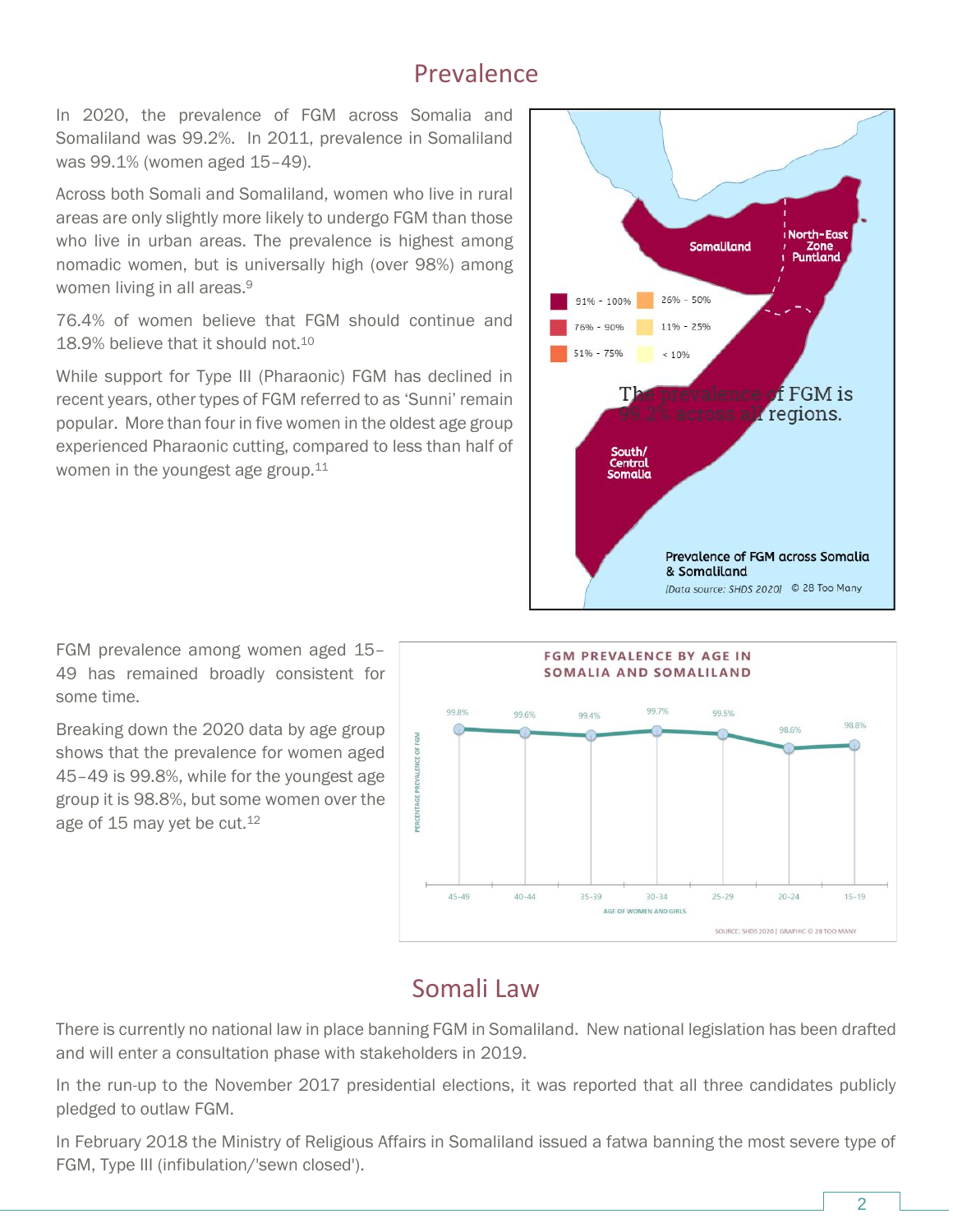## Prevalence

In 2020, the prevalence of FGM across Somalia and Somaliland was 99.2%. In 2011, prevalence in Somaliland was 99.1% (women aged 15–49).

Across both Somali and Somaliland, women who live in rural areas are only slightly more likely to undergo FGM than those who live in urban areas. The prevalence is highest among nomadic women, but is universally high (over 98%) among women living in all areas.[9]

76.4% of women believe that FGM should continue and 18.9% believe that it should not.[10]

While support for Type III (Pharaonic) FGM has declined in recent years, other types of FGM referred to as 'Sunni' remain popular. More than four in five women in the oldest age group experienced Pharaonic cutting, compared to less than half of women in the youngest age group.[11]

The prevalence of FGM is 99.2% across all regions.

Prevalence of FGM across Somalia & Somaliland

[Data source: SHDS 2020] © 28 Too Many

FGM prevalence among women aged 15–49 has remained broadly consistent for some time.

Breaking down the 2020 data by age group shows that the prevalence for women aged 45–49 is 99.8%, while for the youngest age group it is 98.8%, but some women over the age of 15 may yet be cut.[12]

**FGM PREVALENCE BY AGE IN SOMALIA AND SOMALILAND**

| Age of women and girls | 45-49 | 40-44 | 35-39 | 30-34 | 25-29 | 20-24 | 15-19 |
|---|---|---|---|---|---|---|---|
| Percentage prevalence of FGM | 99.8% | 99.6% | 99.4% | 99.7% | 99.5% | 98.6% | 98.8% |

SOURCE: SHDS 2020 | GRAPHIC © 28 TOO MANY

## Somali Law

There is currently no national law in place banning FGM in Somaliland. New national legislation has been drafted and will enter a consultation phase with stakeholders in 2019.

In the run-up to the November 2017 presidential elections, it was reported that all three candidates publicly pledged to outlaw FGM.

In February 2018 the Ministry of Religious Affairs in Somaliland issued a fatwa banning the most severe type of FGM, Type III (infibulation/'sewn closed').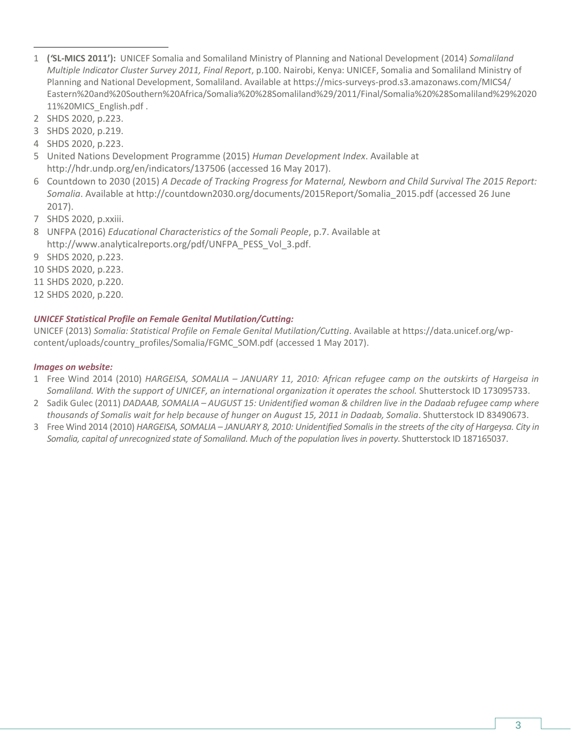1. **('SL-MICS 2011'):** UNICEF Somalia and Somaliland Ministry of Planning and National Development (2014) *Somaliland Multiple Indicator Cluster Survey 2011, Final Report*, p.100. Nairobi, Kenya: UNICEF, Somalia and Somaliland Ministry of Planning and National Development, Somaliland. Available at https://mics-surveys-prod.s3.amazonaws.com/MICS4/Eastern%20and%20Southern%20Africa/Somalia%20%28Somaliland%29/2011/Final/Somalia%20%28Somaliland%29%202011%20MICS_English.pdf .
2. SHDS 2020, p.223.
3. SHDS 2020, p.219.
4. SHDS 2020, p.223.
5. United Nations Development Programme (2015) *Human Development Index*. Available at http://hdr.undp.org/en/indicators/137506 (accessed 16 May 2017).
6. Countdown to 2030 (2015) *A Decade of Tracking Progress for Maternal, Newborn and Child Survival The 2015 Report: Somalia*. Available at http://countdown2030.org/documents/2015Report/Somalia_2015.pdf (accessed 26 June 2017).
7. SHDS 2020, p.xxiii.
8. UNFPA (2016) *Educational Characteristics of the Somali People*, p.7. Available at http://www.analyticalreports.org/pdf/UNFPA_PESS_Vol_3.pdf.
9. SHDS 2020, p.223.
10. SHDS 2020, p.223.
11. SHDS 2020, p.220.
12. SHDS 2020, p.220.

***UNICEF Statistical Profile on Female Genital Mutilation/Cutting:***

UNICEF (2013) *Somalia: Statistical Profile on Female Genital Mutilation/Cutting*. Available at https://data.unicef.org/wp-content/uploads/country_profiles/Somalia/FGMC_SOM.pdf (accessed 1 May 2017).

***Images on website:***

1. Free Wind 2014 (2010) *HARGEISA, SOMALIA – JANUARY 11, 2010: African refugee camp on the outskirts of Hargeisa in Somaliland. With the support of UNICEF, an international organization it operates the school.* Shutterstock ID 173095733.
2. Sadik Gulec (2011) *DADAAB, SOMALIA – AUGUST 15: Unidentified woman & children live in the Dadaab refugee camp where thousands of Somalis wait for help because of hunger on August 15, 2011 in Dadaab, Somalia*. Shutterstock ID 83490673.
3. Free Wind 2014 (2010) *HARGEISA, SOMALIA – JANUARY 8, 2010: Unidentified Somalis in the streets of the city of Hargeysa. City in Somalia, capital of unrecognized state of Somaliland. Much of the population lives in poverty.* Shutterstock ID 187165037.